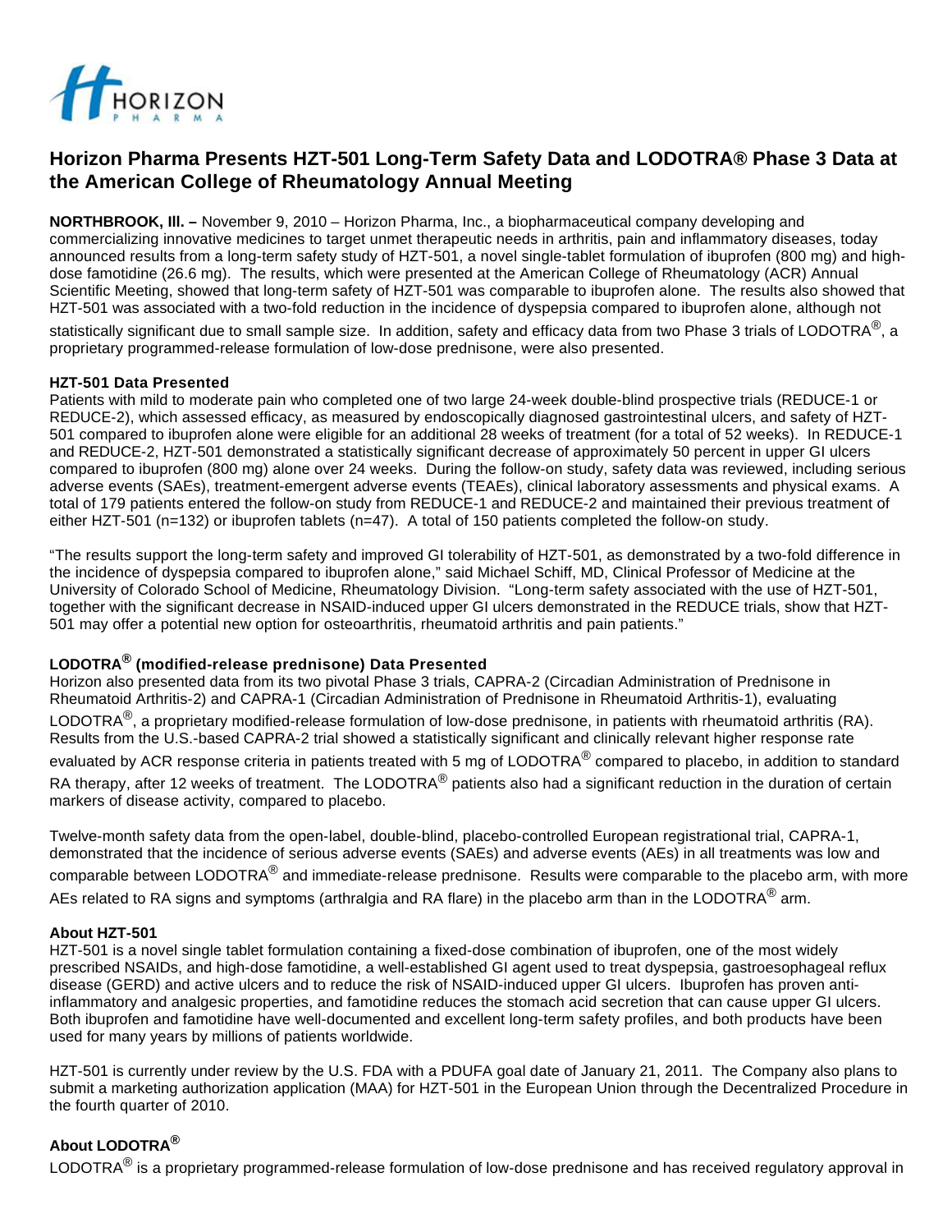# Horizon Pharma Presents HZT-501 Long-Term Safety Data and LODOTRA® Phase 3 Data at the American College of Rheumatology Annual Meeting

**NORTHBROOK, Ill. –** November 9, 2010 – Horizon Pharma, Inc., a biopharmaceutical company developing and commercializing innovative medicines to target unmet therapeutic needs in arthritis, pain and inflammatory diseases, today announced results from a long-term safety study of HZT-501, a novel single-tablet formulation of ibuprofen (800 mg) and high-dose famotidine (26.6 mg). The results, which were presented at the American College of Rheumatology (ACR) Annual Scientific Meeting, showed that long-term safety of HZT-501 was comparable to ibuprofen alone. The results also showed that HZT-501 was associated with a two-fold reduction in the incidence of dyspepsia compared to ibuprofen alone, although not statistically significant due to small sample size. In addition, safety and efficacy data from two Phase 3 trials of LODOTRA®, a proprietary programmed-release formulation of low-dose prednisone, were also presented.

**HZT-501 Data Presented**

Patients with mild to moderate pain who completed one of two large 24-week double-blind prospective trials (REDUCE-1 or REDUCE-2), which assessed efficacy, as measured by endoscopically diagnosed gastrointestinal ulcers, and safety of HZT-501 compared to ibuprofen alone were eligible for an additional 28 weeks of treatment (for a total of 52 weeks). In REDUCE-1 and REDUCE-2, HZT-501 demonstrated a statistically significant decrease of approximately 50 percent in upper GI ulcers compared to ibuprofen (800 mg) alone over 24 weeks. During the follow-on study, safety data was reviewed, including serious adverse events (SAEs), treatment-emergent adverse events (TEAEs), clinical laboratory assessments and physical exams. A total of 179 patients entered the follow-on study from REDUCE-1 and REDUCE-2 and maintained their previous treatment of either HZT-501 (n=132) or ibuprofen tablets (n=47). A total of 150 patients completed the follow-on study.

"The results support the long-term safety and improved GI tolerability of HZT-501, as demonstrated by a two-fold difference in the incidence of dyspepsia compared to ibuprofen alone," said Michael Schiff, MD, Clinical Professor of Medicine at the University of Colorado School of Medicine, Rheumatology Division. "Long-term safety associated with the use of HZT-501, together with the significant decrease in NSAID-induced upper GI ulcers demonstrated in the REDUCE trials, show that HZT-501 may offer a potential new option for osteoarthritis, rheumatoid arthritis and pain patients."

**LODOTRA® (modified-release prednisone) Data Presented**

Horizon also presented data from its two pivotal Phase 3 trials, CAPRA-2 (Circadian Administration of Prednisone in Rheumatoid Arthritis-2) and CAPRA-1 (Circadian Administration of Prednisone in Rheumatoid Arthritis-1), evaluating LODOTRA®, a proprietary modified-release formulation of low-dose prednisone, in patients with rheumatoid arthritis (RA). Results from the U.S.-based CAPRA-2 trial showed a statistically significant and clinically relevant higher response rate evaluated by ACR response criteria in patients treated with 5 mg of LODOTRA® compared to placebo, in addition to standard RA therapy, after 12 weeks of treatment. The LODOTRA® patients also had a significant reduction in the duration of certain markers of disease activity, compared to placebo.

Twelve-month safety data from the open-label, double-blind, placebo-controlled European registrational trial, CAPRA-1, demonstrated that the incidence of serious adverse events (SAEs) and adverse events (AEs) in all treatments was low and comparable between LODOTRA® and immediate-release prednisone. Results were comparable to the placebo arm, with more AEs related to RA signs and symptoms (arthralgia and RA flare) in the placebo arm than in the LODOTRA® arm.

**About HZT-501**

HZT-501 is a novel single tablet formulation containing a fixed-dose combination of ibuprofen, one of the most widely prescribed NSAIDs, and high-dose famotidine, a well-established GI agent used to treat dyspepsia, gastroesophageal reflux disease (GERD) and active ulcers and to reduce the risk of NSAID-induced upper GI ulcers. Ibuprofen has proven anti-inflammatory and analgesic properties, and famotidine reduces the stomach acid secretion that can cause upper GI ulcers. Both ibuprofen and famotidine have well-documented and excellent long-term safety profiles, and both products have been used for many years by millions of patients worldwide.

HZT-501 is currently under review by the U.S. FDA with a PDUFA goal date of January 21, 2011. The Company also plans to submit a marketing authorization application (MAA) for HZT-501 in the European Union through the Decentralized Procedure in the fourth quarter of 2010.

**About LODOTRA®**

LODOTRA® is a proprietary programmed-release formulation of low-dose prednisone and has received regulatory approval in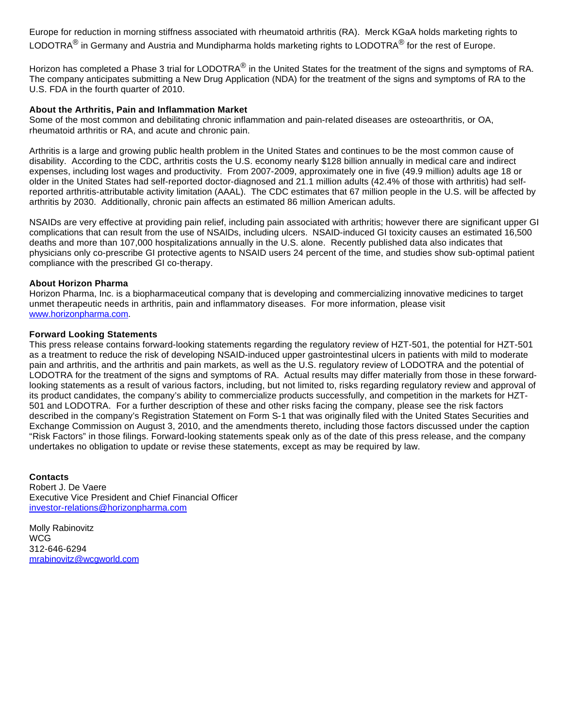Europe for reduction in morning stiffness associated with rheumatoid arthritis (RA). Merck KGaA holds marketing rights to LODOTRA® in Germany and Austria and Mundipharma holds marketing rights to LODOTRA® for the rest of Europe.

Horizon has completed a Phase 3 trial for LODOTRA® in the United States for the treatment of the signs and symptoms of RA. The company anticipates submitting a New Drug Application (NDA) for the treatment of the signs and symptoms of RA to the U.S. FDA in the fourth quarter of 2010.

**About the Arthritis, Pain and Inflammation Market**
Some of the most common and debilitating chronic inflammation and pain-related diseases are osteoarthritis, or OA, rheumatoid arthritis or RA, and acute and chronic pain.

Arthritis is a large and growing public health problem in the United States and continues to be the most common cause of disability. According to the CDC, arthritis costs the U.S. economy nearly $128 billion annually in medical care and indirect expenses, including lost wages and productivity. From 2007-2009, approximately one in five (49.9 million) adults age 18 or older in the United States had self-reported doctor-diagnosed and 21.1 million adults (42.4% of those with arthritis) had self-reported arthritis-attributable activity limitation (AAAL). The CDC estimates that 67 million people in the U.S. will be affected by arthritis by 2030. Additionally, chronic pain affects an estimated 86 million American adults.

NSAIDs are very effective at providing pain relief, including pain associated with arthritis; however there are significant upper GI complications that can result from the use of NSAIDs, including ulcers. NSAID-induced GI toxicity causes an estimated 16,500 deaths and more than 107,000 hospitalizations annually in the U.S. alone. Recently published data also indicates that physicians only co-prescribe GI protective agents to NSAID users 24 percent of the time, and studies show sub-optimal patient compliance with the prescribed GI co-therapy.

**About Horizon Pharma**
Horizon Pharma, Inc. is a biopharmaceutical company that is developing and commercializing innovative medicines to target unmet therapeutic needs in arthritis, pain and inflammatory diseases. For more information, please visit www.horizonpharma.com.

**Forward Looking Statements**
This press release contains forward-looking statements regarding the regulatory review of HZT-501, the potential for HZT-501 as a treatment to reduce the risk of developing NSAID-induced upper gastrointestinal ulcers in patients with mild to moderate pain and arthritis, and the arthritis and pain markets, as well as the U.S. regulatory review of LODOTRA and the potential of LODOTRA for the treatment of the signs and symptoms of RA. Actual results may differ materially from those in these forward-looking statements as a result of various factors, including, but not limited to, risks regarding regulatory review and approval of its product candidates, the company's ability to commercialize products successfully, and competition in the markets for HZT-501 and LODOTRA. For a further description of these and other risks facing the company, please see the risk factors described in the company's Registration Statement on Form S-1 that was originally filed with the United States Securities and Exchange Commission on August 3, 2010, and the amendments thereto, including those factors discussed under the caption "Risk Factors" in those filings. Forward-looking statements speak only as of the date of this press release, and the company undertakes no obligation to update or revise these statements, except as may be required by law.

**Contacts**
Robert J. De Vaere
Executive Vice President and Chief Financial Officer
investor-relations@horizonpharma.com

Molly Rabinovitz
WCG
312-646-6294
mrabinovitz@wcgworld.com